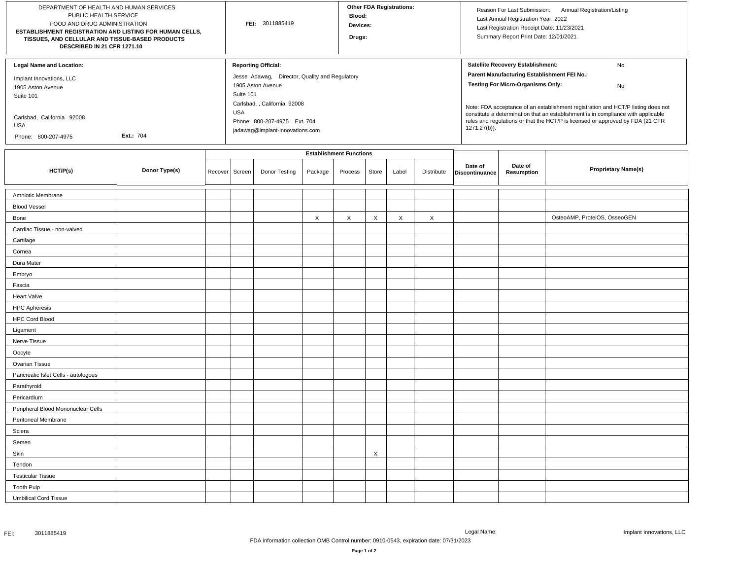DEPARTMENT OF HEALTH AND HUMAN SERVICES
PUBLIC HEALTH SERVICE
FOOD AND DRUG ADMINISTRATION

**ESTABLISHMENT REGISTRATION AND LISTING FOR HUMAN CELLS, TISSUES, AND CELLULAR AND TISSUE-BASED PRODUCTS DESCRIBED IN 21 CFR 1271.10**

**FEI:** 3011885419

**Other FDA Registrations:**
**Blood:**
**Devices:**
**Drugs:**

Reason For Last Submission: Annual Registration/Listing
Last Annual Registration Year: 2022
Last Registration Receipt Date: 11/23/2021
Summary Report Print Date: 12/01/2021

**Legal Name and Location:**

Implant Innovations, LLC
1905 Aston Avenue
Suite 101

Carlsbad, California 92008
USA
Phone: 800-207-4975 **Ext.:** 704

**Reporting Official:**

Jesse Adawag, Director, Quality and Regulatory
1905 Aston Avenue
Suite 101
Carlsbad, , California 92008
USA
Phone: 800-207-4975 Ext. 704
jadawag@implant-innovations.com

**Satellite Recovery Establishment:** No
**Parent Manufacturing Establishment FEI No.:**
**Testing For Micro-Organisms Only:** No

Note: FDA acceptance of an establishment registration and HCT/P listing does not constitute a determination that an establishment is in compliance with applicable rules and regulations or that the HCT/P is licensed or approved by FDA (21 CFR 1271.27(b)).

| HCT/P(s) | Donor Type(s) | Establishment Functions | | | | | | | | Date of Discontinuance | Date of Resumption | Proprietary Name(s) |
|---|---|---|---|---|---|---|---|---|---|---|---|---|
| | | Recover | Screen | Donor Testing | Package | Process | Store | Label | Distribute | | | |
| Amniotic Membrane | | | | | | | | | | | | |
| Blood Vessel | | | | | | | | | | | | |
| Bone | | | | | X | X | X | X | X | | | OsteoAMP, ProteiOS, OsseoGEN |
| Cardiac Tissue - non-valved | | | | | | | | | | | | |
| Cartilage | | | | | | | | | | | | |
| Cornea | | | | | | | | | | | | |
| Dura Mater | | | | | | | | | | | | |
| Embryo | | | | | | | | | | | | |
| Fascia | | | | | | | | | | | | |
| Heart Valve | | | | | | | | | | | | |
| HPC Apheresis | | | | | | | | | | | | |
| HPC Cord Blood | | | | | | | | | | | | |
| Ligament | | | | | | | | | | | | |
| Nerve Tissue | | | | | | | | | | | | |
| Oocyte | | | | | | | | | | | | |
| Ovarian Tissue | | | | | | | | | | | | |
| Pancreatic Islet Cells - autologous | | | | | | | | | | | | |
| Parathyroid | | | | | | | | | | | | |
| Pericardium | | | | | | | | | | | | |
| Peripheral Blood Mononuclear Cells | | | | | | | | | | | | |
| Peritoneal Membrane | | | | | | | | | | | | |
| Sclera | | | | | | | | | | | | |
| Semen | | | | | | | | | | | | |
| Skin | | | | | | | X | | | | | |
| Tendon | | | | | | | | | | | | |
| Testicular Tissue | | | | | | | | | | | | |
| Tooth Pulp | | | | | | | | | | | | |
| Umbilical Cord Tissue | | | | | | | | | | | | |

FEI: 3011885419 Legal Name: Implant Innovations, LLC

FDA information collection OMB Control number: 0910-0543, expiration date: 07/31/2023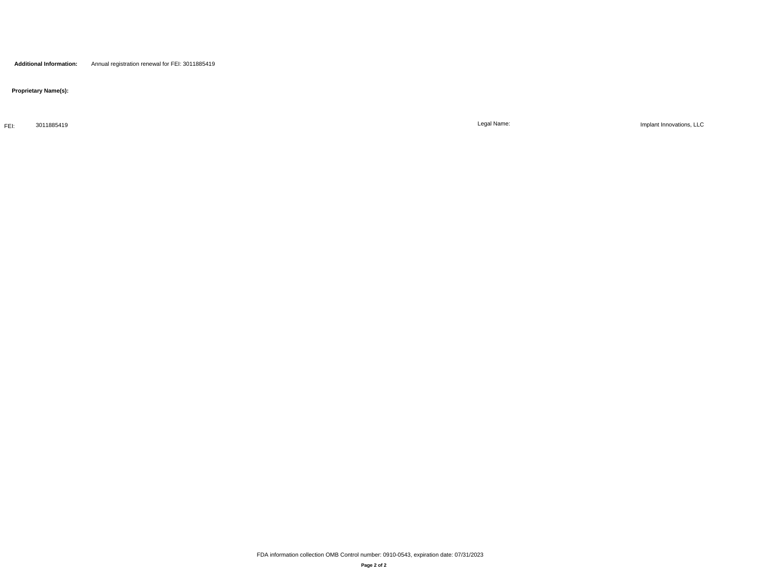**Additional Information:** Annual registration renewal for FEI: 3011885419

**Proprietary Name(s):**

FEI: 3011885419 Legal Name: Implant Innovations, LLC

FDA information collection OMB Control number: 0910-0543, expiration date: 07/31/2023